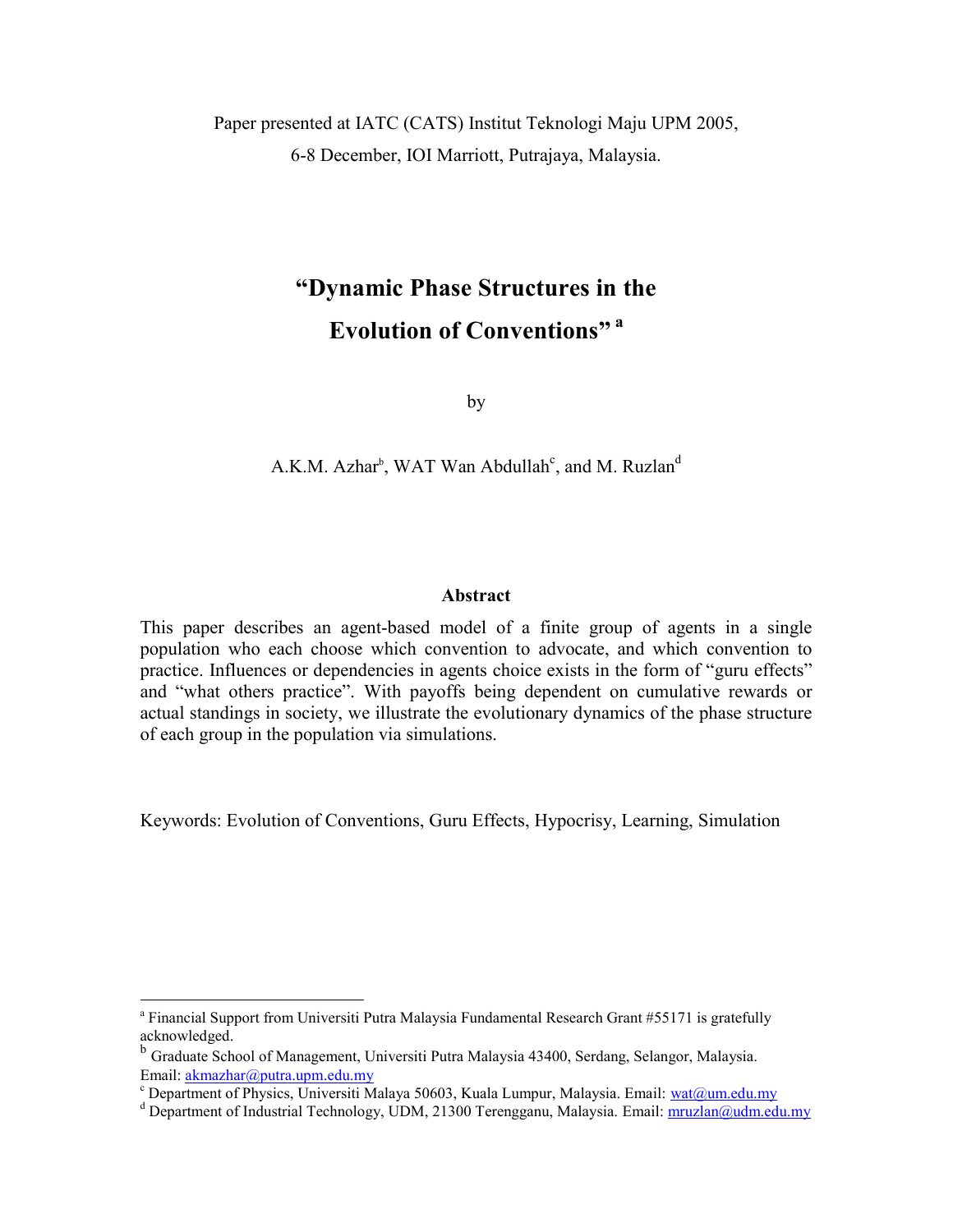Paper presented at IATC (CATS) Institut Teknologi Maju UPM 2005,
6-8 December, IOI Marriott, Putrajaya, Malaysia.

# "Dynamic Phase Structures in the Evolution of Conventions" [a]

by

A.K.M. Azhar[b], WAT Wan Abdullah[c], and M. Ruzlan[d]

### Abstract

This paper describes an agent-based model of a finite group of agents in a single population who each choose which convention to advocate, and which convention to practice. Influences or dependencies in agents choice exists in the form of "guru effects" and "what others practice". With payoffs being dependent on cumulative rewards or actual standings in society, we illustrate the evolutionary dynamics of the phase structure of each group in the population via simulations.

Keywords: Evolution of Conventions, Guru Effects, Hypocrisy, Learning, Simulation

---

[a] Financial Support from Universiti Putra Malaysia Fundamental Research Grant #55171 is gratefully acknowledged.

[b] Graduate School of Management, Universiti Putra Malaysia 43400, Serdang, Selangor, Malaysia. Email: akmazhar@putra.upm.edu.my

[c] Department of Physics, Universiti Malaya 50603, Kuala Lumpur, Malaysia. Email: wat@um.edu.my

[d] Department of Industrial Technology, UDM, 21300 Terengganu, Malaysia. Email: mruzlan@udm.edu.my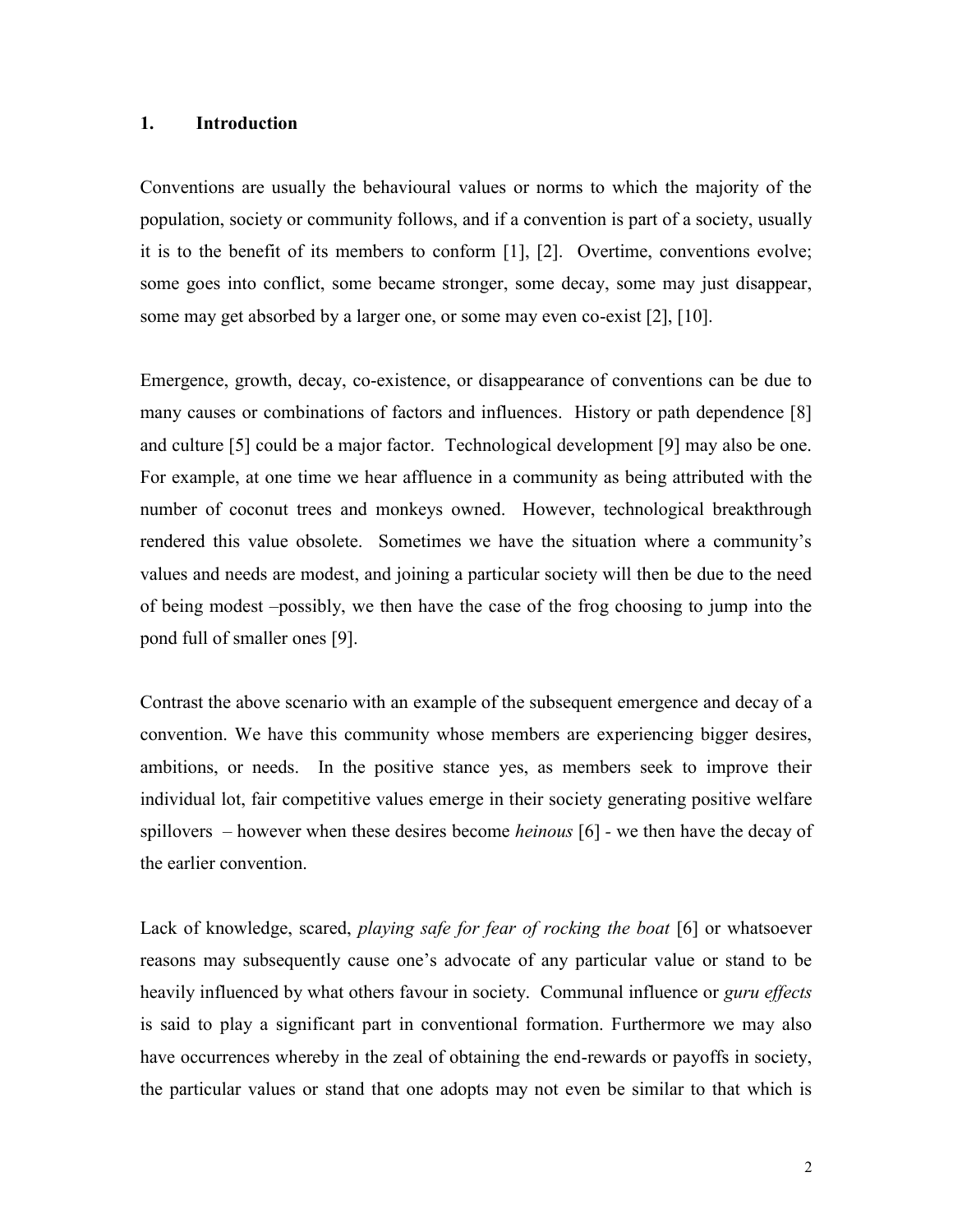## 1. Introduction

Conventions are usually the behavioural values or norms to which the majority of the population, society or community follows, and if a convention is part of a society, usually it is to the benefit of its members to conform [1], [2]. Overtime, conventions evolve; some goes into conflict, some became stronger, some decay, some may just disappear, some may get absorbed by a larger one, or some may even co-exist [2], [10].

Emergence, growth, decay, co-existence, or disappearance of conventions can be due to many causes or combinations of factors and influences. History or path dependence [8] and culture [5] could be a major factor. Technological development [9] may also be one. For example, at one time we hear affluence in a community as being attributed with the number of coconut trees and monkeys owned. However, technological breakthrough rendered this value obsolete. Sometimes we have the situation where a community's values and needs are modest, and joining a particular society will then be due to the need of being modest –possibly, we then have the case of the frog choosing to jump into the pond full of smaller ones [9].

Contrast the above scenario with an example of the subsequent emergence and decay of a convention. We have this community whose members are experiencing bigger desires, ambitions, or needs. In the positive stance yes, as members seek to improve their individual lot, fair competitive values emerge in their society generating positive welfare spillovers – however when these desires become *heinous* [6] - we then have the decay of the earlier convention.

Lack of knowledge, scared, *playing safe for fear of rocking the boat* [6] or whatsoever reasons may subsequently cause one's advocate of any particular value or stand to be heavily influenced by what others favour in society. Communal influence or *guru effects* is said to play a significant part in conventional formation. Furthermore we may also have occurrences whereby in the zeal of obtaining the end-rewards or payoffs in society, the particular values or stand that one adopts may not even be similar to that which is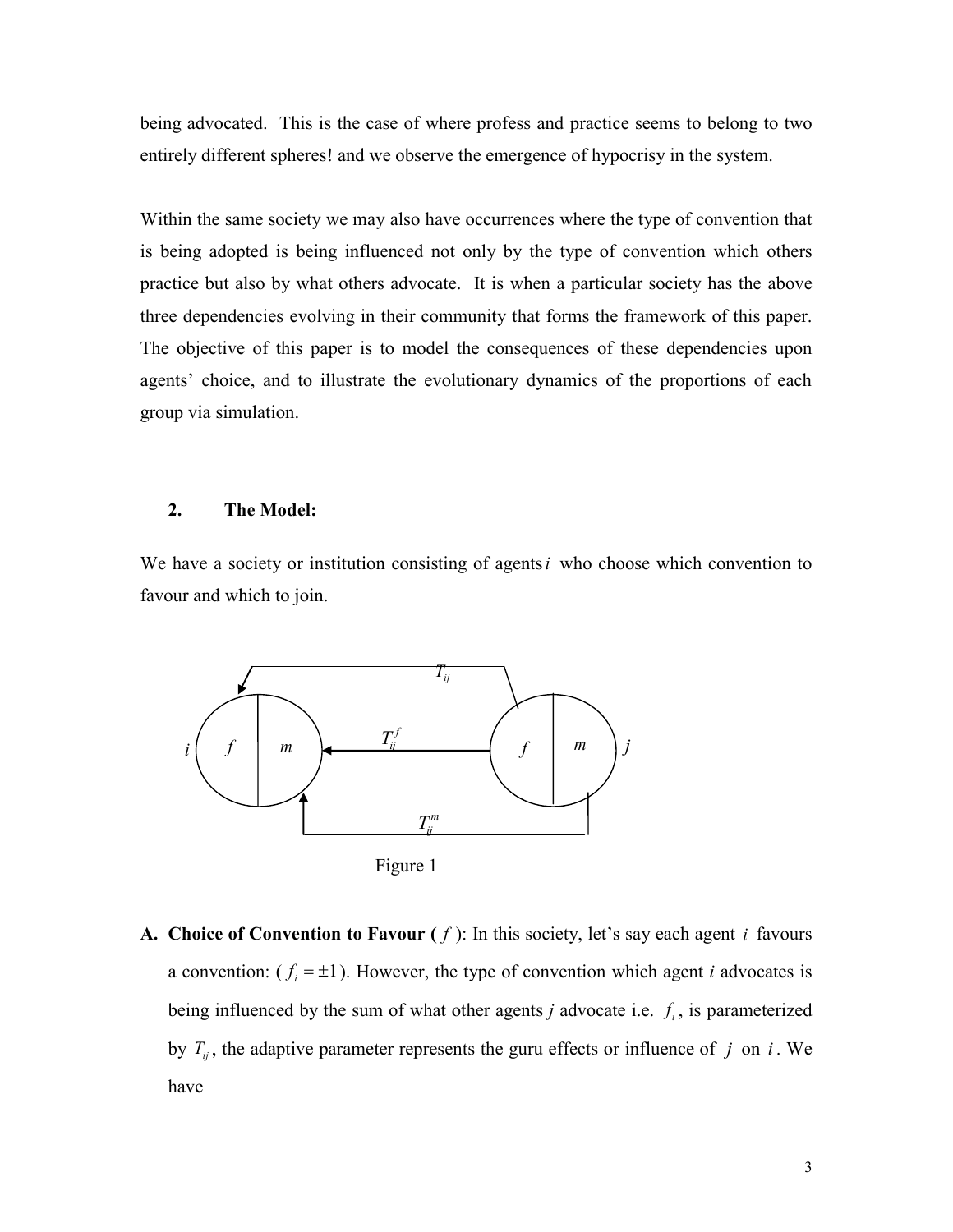being advocated. This is the case of where profess and practice seems to belong to two entirely different spheres! and we observe the emergence of hypocrisy in the system.

Within the same society we may also have occurrences where the type of convention that is being adopted is being influenced not only by the type of convention which others practice but also by what others advocate. It is when a particular society has the above three dependencies evolving in their community that forms the framework of this paper. The objective of this paper is to model the consequences of these dependencies upon agents' choice, and to illustrate the evolutionary dynamics of the proportions of each group via simulation.

## 2. The Model:

We have a society or institution consisting of agents $i$ who choose which convention to favour and which to join.

Figure 1

**A. Choice of Convention to Favour ($f$):** In this society, let's say each agent $i$ favours a convention: ($f_i = \pm 1$). However, the type of convention which agent $i$ advocates is being influenced by the sum of what other agents $j$ advocate i.e. $f_i$, is parameterized by $T_{ij}$, the adaptive parameter represents the guru effects or influence of $j$ on $i$. We have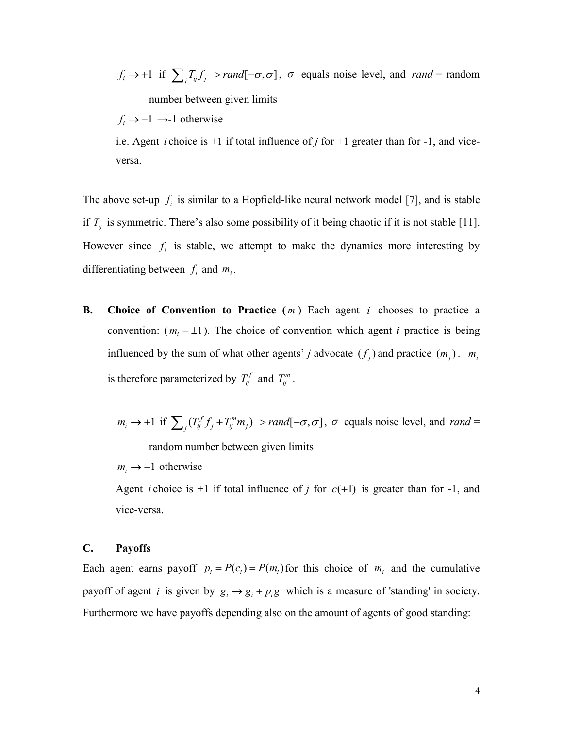$f_i \to +1$ if $\sum_j T_{ij} f_j > rand[-\sigma, \sigma]$, $\sigma$ equals noise level, and $rand$ = random number between given limits

$f_i \to -1$ →-1 otherwise

i.e. Agent $i$ choice is +1 if total influence of $j$ for +1 greater than for -1, and vice-versa.

The above set-up $f_i$ is similar to a Hopfield-like neural network model [7], and is stable if $T_{ij}$ is symmetric. There's also some possibility of it being chaotic if it is not stable [11]. However since $f_i$ is stable, we attempt to make the dynamics more interesting by differentiating between $f_i$ and $m_i$.

**B. Choice of Convention to Practice ($m$)** Each agent $i$ chooses to practice a convention: ($m_i = \pm 1$). The choice of convention which agent $i$ practice is being influenced by the sum of what other agents' $j$ advocate ($f_j$) and practice ($m_j$). $m_i$ is therefore parameterized by $T_{ij}^f$ and $T_{ij}^m$.

$m_i \to +1$ if $\sum_j (T_{ij}^f f_j + T_{ij}^m m_j) > rand[-\sigma, \sigma]$, $\sigma$ equals noise level, and $rand$ = random number between given limits

$m_i \to -1$ otherwise

Agent $i$ choice is +1 if total influence of $j$ for $c(+1)$ is greater than for -1, and vice-versa.

**C. Payoffs**

Each agent earns payoff $p_i = P(c_i) = P(m_i)$ for this choice of $m_i$ and the cumulative payoff of agent $i$ is given by $g_i \to g_i + p_i g$ which is a measure of 'standing' in society. Furthermore we have payoffs depending also on the amount of agents of good standing: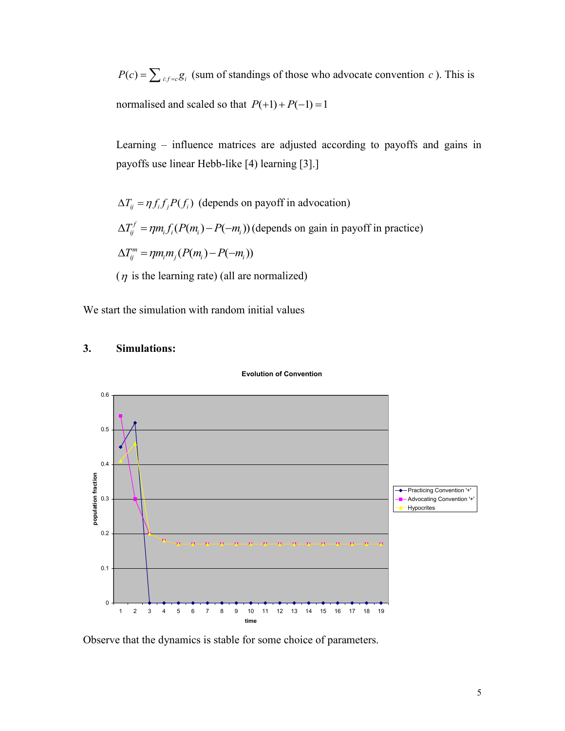$P(c) = \sum_{i:f=c} g_i$ (sum of standings of those who advocate convention $c$ ). This is normalised and scaled so that $P(+1) + P(-1) = 1$

Learning – influence matrices are adjusted according to payoffs and gains in payoffs use linear Hebb-like [4] learning [3].]

$$\Delta T_{ij} = \eta f_i f_j P(f_i) \text{ (depends on payoff in advocation)}$$

$$\Delta T_{ij}^f = \eta m_i f_i (P(m_i) - P(-m_i)) \text{ (depends on gain in payoff in practice)}$$

$$\Delta T_{ij}^m = \eta m_i m_j (P(m_i) - P(-m_i))$$

( $\eta$ is the learning rate) (all are normalized)

We start the simulation with random initial values

## 3. Simulations:

Observe that the dynamics is stable for some choice of parameters.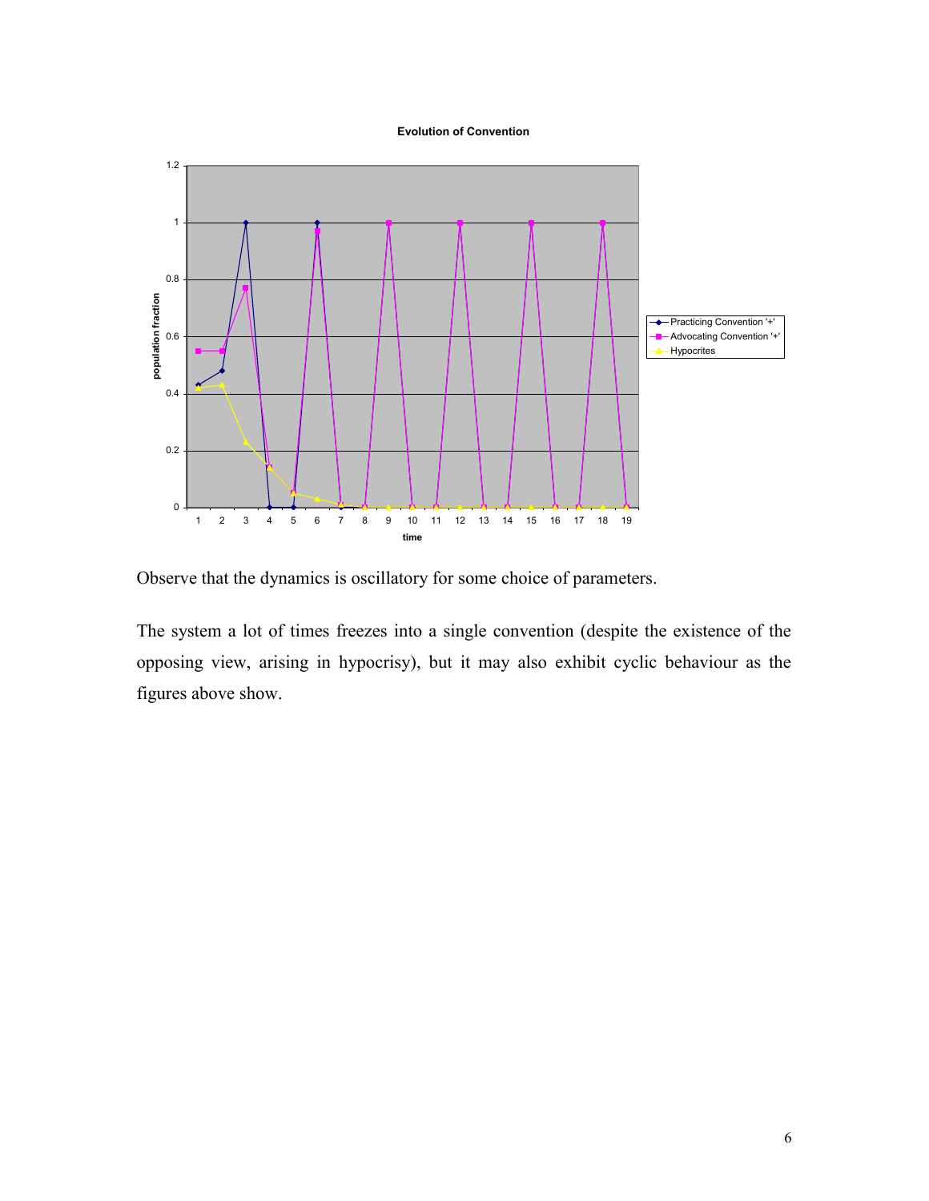Observe that the dynamics is oscillatory for some choice of parameters.

The system a lot of times freezes into a single convention (despite the existence of the opposing view, arising in hypocrisy), but it may also exhibit cyclic behaviour as the figures above show.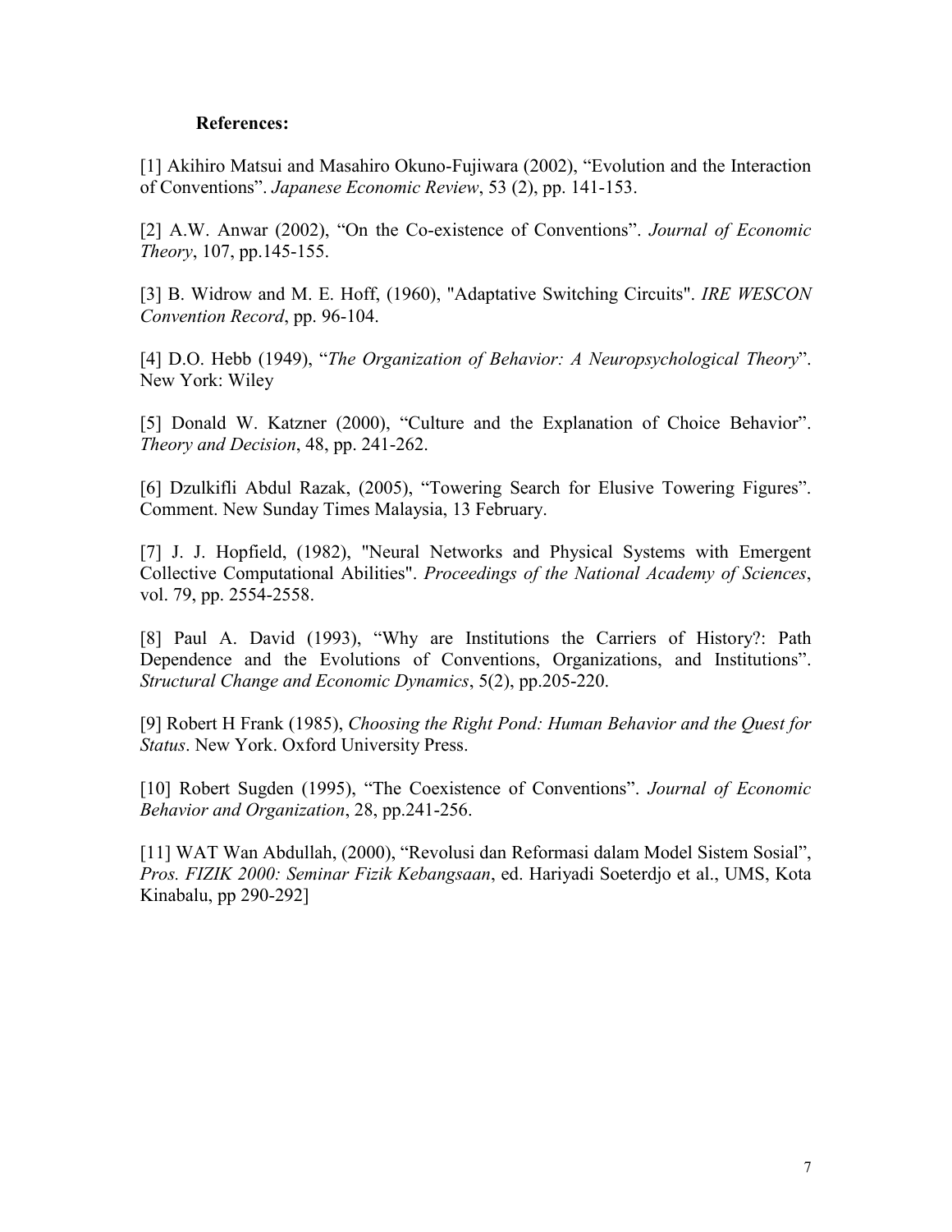**References:**

[1] Akihiro Matsui and Masahiro Okuno-Fujiwara (2002), "Evolution and the Interaction of Conventions". *Japanese Economic Review*, 53 (2), pp. 141-153.

[2] A.W. Anwar (2002), "On the Co-existence of Conventions". *Journal of Economic Theory*, 107, pp.145-155.

[3] B. Widrow and M. E. Hoff, (1960), "Adaptative Switching Circuits". *IRE WESCON Convention Record*, pp. 96-104.

[4] D.O. Hebb (1949), "*The Organization of Behavior: A Neuropsychological Theory*". New York: Wiley

[5] Donald W. Katzner (2000), "Culture and the Explanation of Choice Behavior". *Theory and Decision*, 48, pp. 241-262.

[6] Dzulkifli Abdul Razak, (2005), "Towering Search for Elusive Towering Figures". Comment. New Sunday Times Malaysia, 13 February.

[7] J. J. Hopfield, (1982), "Neural Networks and Physical Systems with Emergent Collective Computational Abilities". *Proceedings of the National Academy of Sciences*, vol. 79, pp. 2554-2558.

[8] Paul A. David (1993), "Why are Institutions the Carriers of History?: Path Dependence and the Evolutions of Conventions, Organizations, and Institutions". *Structural Change and Economic Dynamics*, 5(2), pp.205-220.

[9] Robert H Frank (1985), *Choosing the Right Pond: Human Behavior and the Quest for Status*. New York. Oxford University Press.

[10] Robert Sugden (1995), "The Coexistence of Conventions". *Journal of Economic Behavior and Organization*, 28, pp.241-256.

[11] WAT Wan Abdullah, (2000), "Revolusi dan Reformasi dalam Model Sistem Sosial", *Pros. FIZIK 2000: Seminar Fizik Kebangsaan*, ed. Hariyadi Soeterdjo et al., UMS, Kota Kinabalu, pp 290-292]